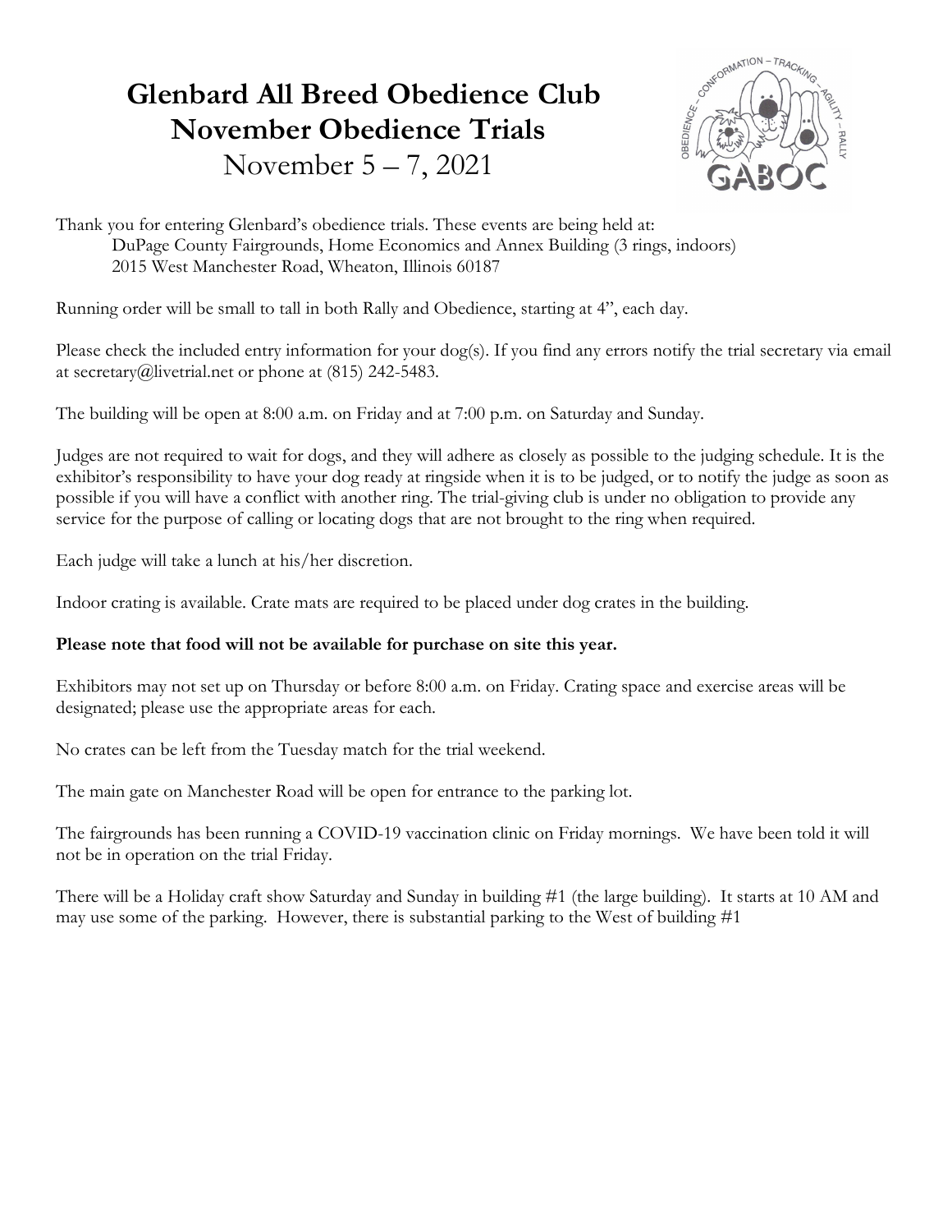# Glenbard All Breed Obedience Club
# November Obedience Trials
November 5 – 7, 2021

Thank you for entering Glenbard's obedience trials. These events are being held at:
DuPage County Fairgrounds, Home Economics and Annex Building (3 rings, indoors)
2015 West Manchester Road, Wheaton, Illinois 60187

Running order will be small to tall in both Rally and Obedience, starting at 4", each day.

Please check the included entry information for your dog(s). If you find any errors notify the trial secretary via email at secretary@livetrial.net or phone at (815) 242-5483.

The building will be open at 8:00 a.m. on Friday and at 7:00 p.m. on Saturday and Sunday.

Judges are not required to wait for dogs, and they will adhere as closely as possible to the judging schedule. It is the exhibitor's responsibility to have your dog ready at ringside when it is to be judged, or to notify the judge as soon as possible if you will have a conflict with another ring. The trial-giving club is under no obligation to provide any service for the purpose of calling or locating dogs that are not brought to the ring when required.

Each judge will take a lunch at his/her discretion.

Indoor crating is available. Crate mats are required to be placed under dog crates in the building.

**Please note that food will not be available for purchase on site this year.**

Exhibitors may not set up on Thursday or before 8:00 a.m. on Friday. Crating space and exercise areas will be designated; please use the appropriate areas for each.

No crates can be left from the Tuesday match for the trial weekend.

The main gate on Manchester Road will be open for entrance to the parking lot.

The fairgrounds has been running a COVID-19 vaccination clinic on Friday mornings. We have been told it will not be in operation on the trial Friday.

There will be a Holiday craft show Saturday and Sunday in building #1 (the large building). It starts at 10 AM and may use some of the parking. However, there is substantial parking to the West of building #1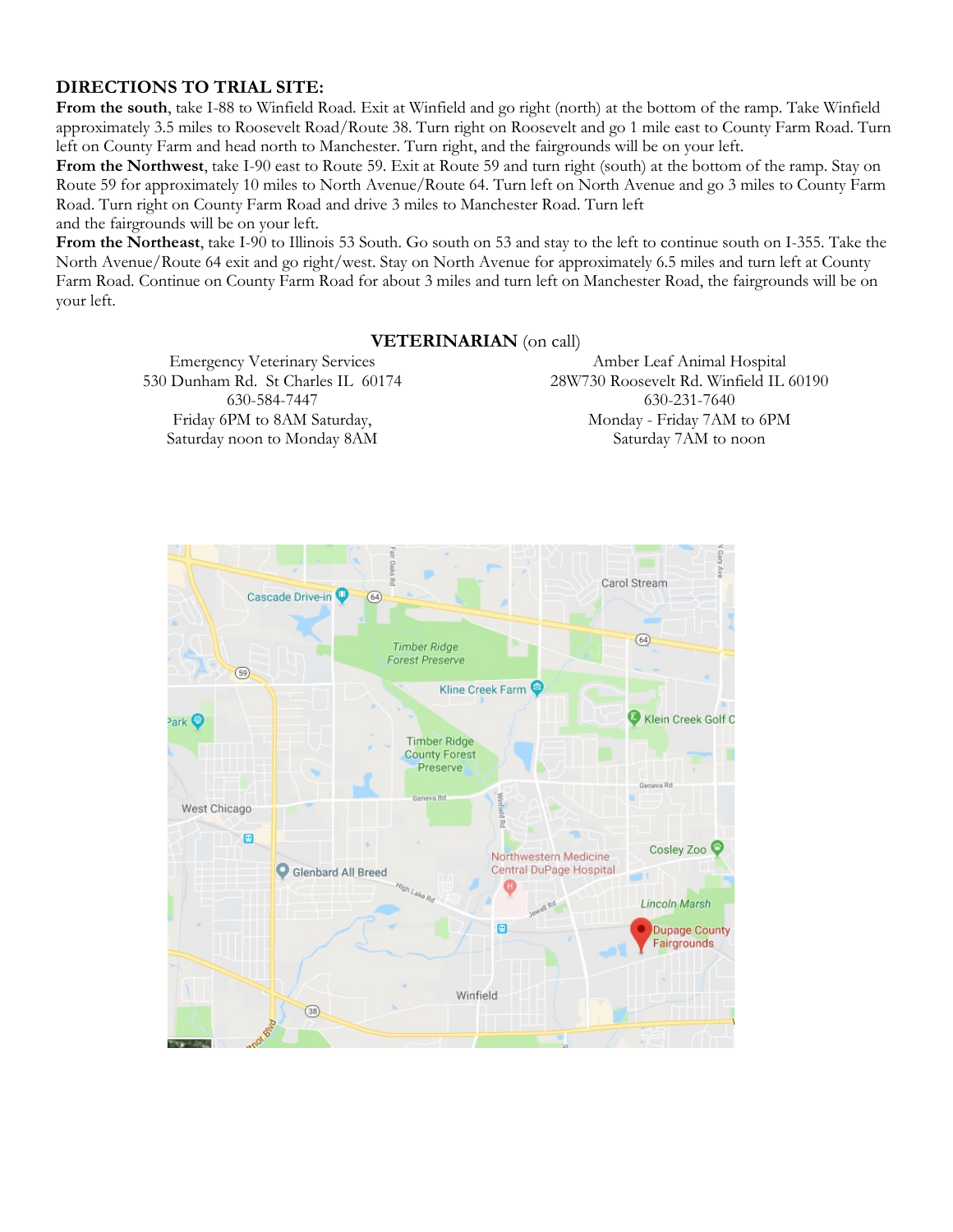**DIRECTIONS TO TRIAL SITE:**

**From the south**, take I-88 to Winfield Road. Exit at Winfield and go right (north) at the bottom of the ramp. Take Winfield approximately 3.5 miles to Roosevelt Road/Route 38. Turn right on Roosevelt and go 1 mile east to County Farm Road. Turn left on County Farm and head north to Manchester. Turn right, and the fairgrounds will be on your left.

**From the Northwest**, take I-90 east to Route 59. Exit at Route 59 and turn right (south) at the bottom of the ramp. Stay on Route 59 for approximately 10 miles to North Avenue/Route 64. Turn left on North Avenue and go 3 miles to County Farm Road. Turn right on County Farm Road and drive 3 miles to Manchester Road. Turn left and the fairgrounds will be on your left.

**From the Northeast**, take I-90 to Illinois 53 South. Go south on 53 and stay to the left to continue south on I-355. Take the North Avenue/Route 64 exit and go right/west. Stay on North Avenue for approximately 6.5 miles and turn left at County Farm Road. Continue on County Farm Road for about 3 miles and turn left on Manchester Road, the fairgrounds will be on your left.

**VETERINARIAN** (on call)

Emergency Veterinary Services
530 Dunham Rd. St Charles IL 60174
630-584-7447
Friday 6PM to 8AM Saturday,
Saturday noon to Monday 8AM

Amber Leaf Animal Hospital
28W730 Roosevelt Rd. Winfield IL 60190
630-231-7640
Monday - Friday 7AM to 6PM
Saturday 7AM to noon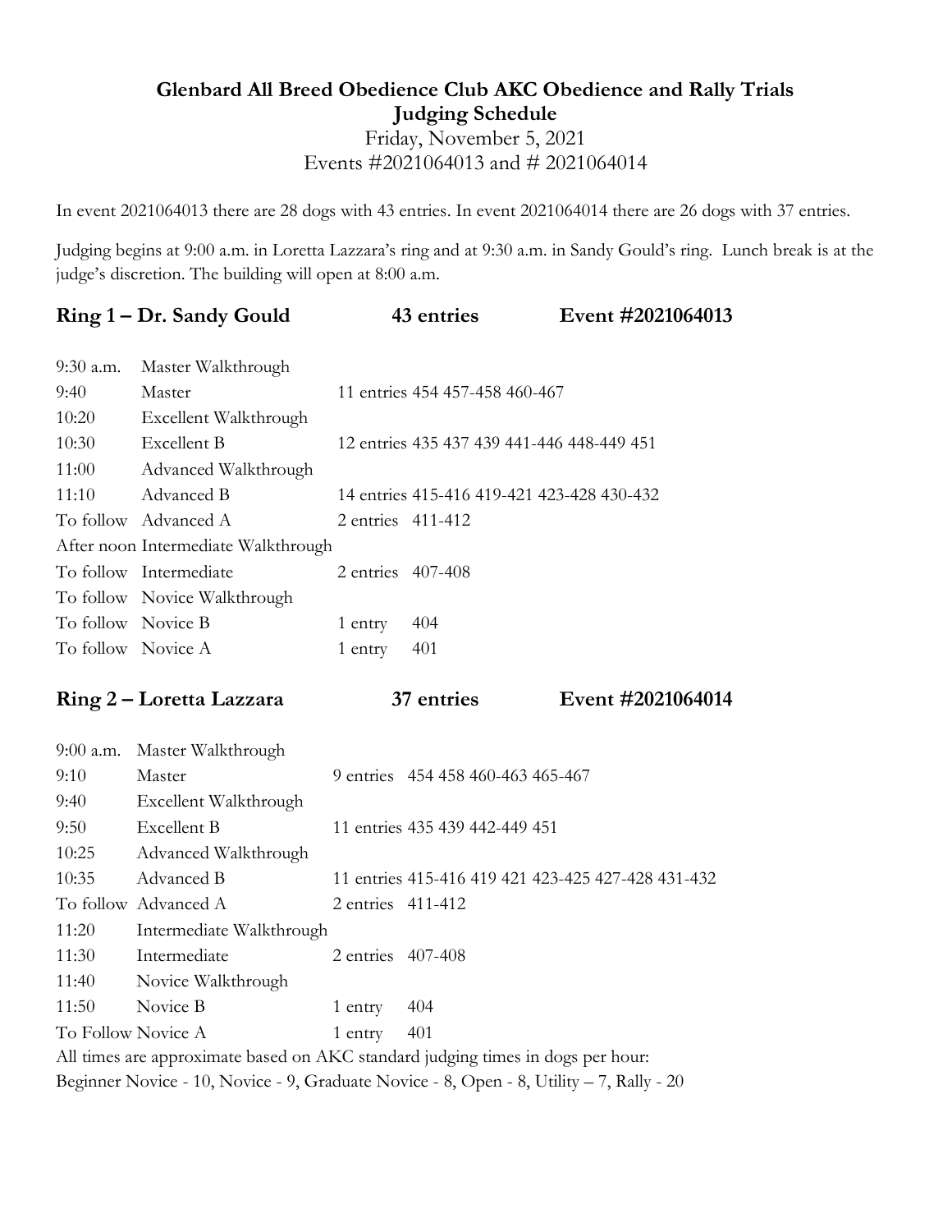**Glenbard All Breed Obedience Club AKC Obedience and Rally Trials**
**Judging Schedule**
Friday, November 5, 2021
Events #2021064013 and # 2021064014

In event 2021064013 there are 28 dogs with 43 entries. In event 2021064014 there are 26 dogs with 37 entries.

Judging begins at 9:00 a.m. in Loretta Lazzara's ring and at 9:30 a.m. in Sandy Gould's ring. Lunch break is at the judge's discretion. The building will open at 8:00 a.m.

## Ring 1 – Dr. Sandy Gould — 43 entries — Event #2021064013

| Time | Class | Entries |
|---|---|---|
| 9:30 a.m. | Master Walkthrough | |
| 9:40 | Master | 11 entries 454 457-458 460-467 |
| 10:20 | Excellent Walkthrough | |
| 10:30 | Excellent B | 12 entries 435 437 439 441-446 448-449 451 |
| 11:00 | Advanced Walkthrough | |
| 11:10 | Advanced B | 14 entries 415-416 419-421 423-428 430-432 |
| To follow | Advanced A | 2 entries 411-412 |
| After noon | Intermediate Walkthrough | |
| To follow | Intermediate | 2 entries 407-408 |
| To follow | Novice Walkthrough | |
| To follow | Novice B | 1 entry 404 |
| To follow | Novice A | 1 entry 401 |

## Ring 2 – Loretta Lazzara — 37 entries — Event #2021064014

| Time | Class | Entries |
|---|---|---|
| 9:00 a.m. | Master Walkthrough | |
| 9:10 | Master | 9 entries 454 458 460-463 465-467 |
| 9:40 | Excellent Walkthrough | |
| 9:50 | Excellent B | 11 entries 435 439 442-449 451 |
| 10:25 | Advanced Walkthrough | |
| 10:35 | Advanced B | 11 entries 415-416 419 421 423-425 427-428 431-432 |
| To follow | Advanced A | 2 entries 411-412 |
| 11:20 | Intermediate Walkthrough | |
| 11:30 | Intermediate | 2 entries 407-408 |
| 11:40 | Novice Walkthrough | |
| 11:50 | Novice B | 1 entry 404 |
| To Follow | Novice A | 1 entry 401 |

All times are approximate based on AKC standard judging times in dogs per hour:
Beginner Novice - 10, Novice - 9, Graduate Novice - 8, Open - 8, Utility – 7, Rally - 20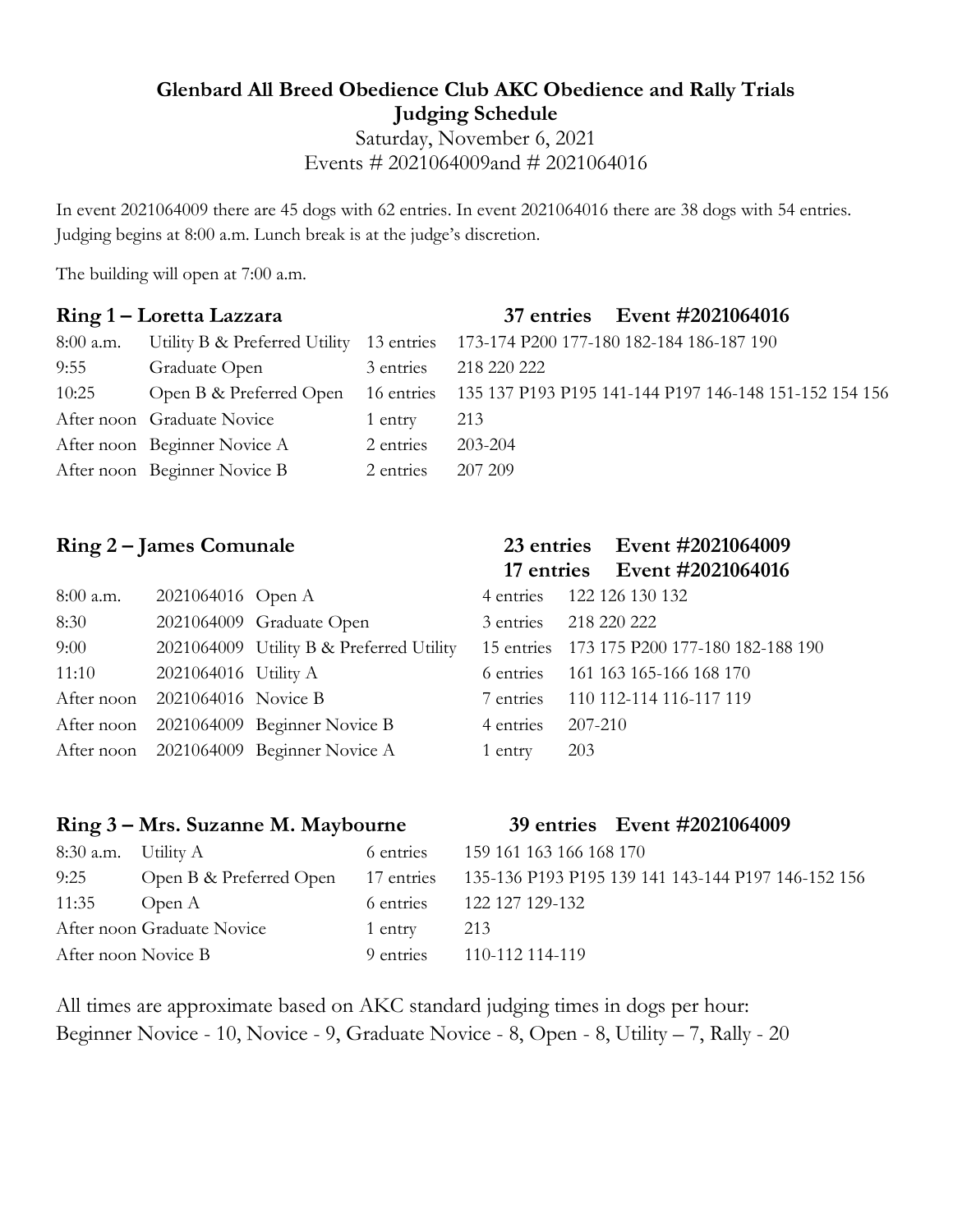**Glenbard All Breed Obedience Club AKC Obedience and Rally Trials**
**Judging Schedule**

Saturday, November 6, 2021
Events # 2021064009and # 2021064016

In event 2021064009 there are 45 dogs with 62 entries. In event 2021064016 there are 38 dogs with 54 entries. Judging begins at 8:00 a.m. Lunch break is at the judge's discretion.

The building will open at 7:00 a.m.

### Ring 1 – Loretta Lazzara — 37 entries Event #2021064016

| Time | Class | Entries | Armbands |
|---|---|---|---|
| 8:00 a.m. | Utility B & Preferred Utility | 13 entries | 173-174 P200 177-180 182-184 186-187 190 |
| 9:55 | Graduate Open | 3 entries | 218 220 222 |
| 10:25 | Open B & Preferred Open | 16 entries | 135 137 P193 P195 141-144 P197 146-148 151-152 154 156 |
| After noon | Graduate Novice | 1 entry | 213 |
| After noon | Beginner Novice A | 2 entries | 203-204 |
| After noon | Beginner Novice B | 2 entries | 207 209 |

### Ring 2 – James Comunale — 23 entries Event #2021064009, 17 entries Event #2021064016

| Time | Event | Class | Entries | Armbands |
|---|---|---|---|---|
| 8:00 a.m. | 2021064016 | Open A | 4 entries | 122 126 130 132 |
| 8:30 | 2021064009 | Graduate Open | 3 entries | 218 220 222 |
| 9:00 | 2021064009 | Utility B & Preferred Utility | 15 entries | 173 175 P200 177-180 182-188 190 |
| 11:10 | 2021064016 | Utility A | 6 entries | 161 163 165-166 168 170 |
| After noon | 2021064016 | Novice B | 7 entries | 110 112-114 116-117 119 |
| After noon | 2021064009 | Beginner Novice B | 4 entries | 207-210 |
| After noon | 2021064009 | Beginner Novice A | 1 entry | 203 |

### Ring 3 – Mrs. Suzanne M. Maybourne — 39 entries Event #2021064009

| Time | Class | Entries | Armbands |
|---|---|---|---|
| 8:30 a.m. | Utility A | 6 entries | 159 161 163 166 168 170 |
| 9:25 | Open B & Preferred Open | 17 entries | 135-136 P193 P195 139 141 143-144 P197 146-152 156 |
| 11:35 | Open A | 6 entries | 122 127 129-132 |
| After noon | Graduate Novice | 1 entry | 213 |
| After noon | Novice B | 9 entries | 110-112 114-119 |

All times are approximate based on AKC standard judging times in dogs per hour:
Beginner Novice - 10, Novice - 9, Graduate Novice - 8, Open - 8, Utility – 7, Rally - 20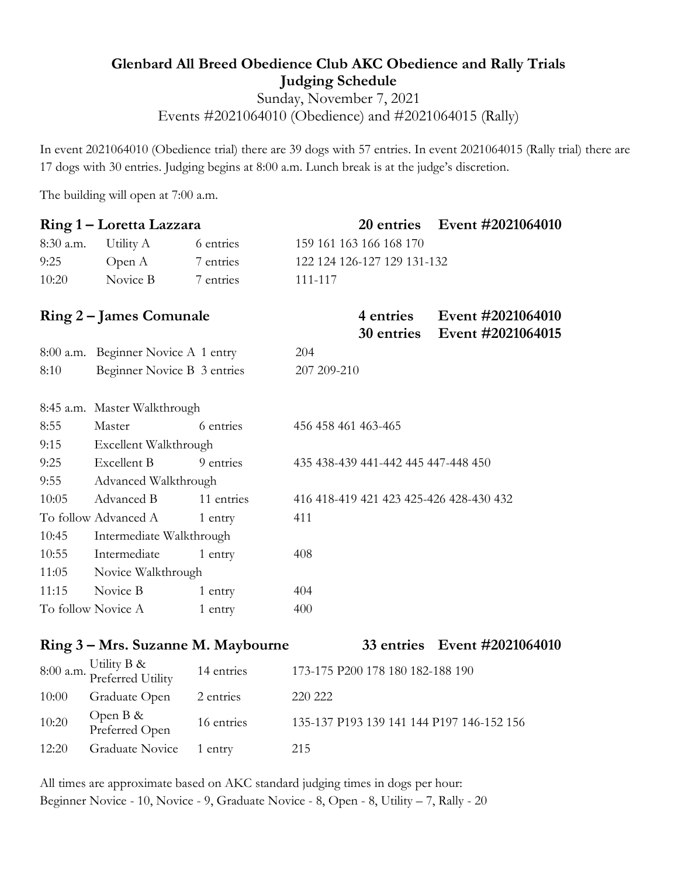**Glenbard All Breed Obedience Club AKC Obedience and Rally Trials**
**Judging Schedule**
Sunday, November 7, 2021
Events #2021064010 (Obedience) and #2021064015 (Rally)

In event 2021064010 (Obedience trial) there are 39 dogs with 57 entries. In event 2021064015 (Rally trial) there are 17 dogs with 30 entries. Judging begins at 8:00 a.m. Lunch break is at the judge's discretion.

The building will open at 7:00 a.m.

### Ring 1 – Loretta Lazzara — 20 entries — Event #2021064010

| | | | |
|---|---|---|---|
| 8:30 a.m. | Utility A | 6 entries | 159 161 163 166 168 170 |
| 9:25 | Open A | 7 entries | 122 124 126-127 129 131-132 |
| 10:20 | Novice B | 7 entries | 111-117 |

### Ring 2 – James Comunale — 4 entries Event #2021064010 / 30 entries Event #2021064015

| | | | |
|---|---|---|---|
| 8:00 a.m. | Beginner Novice A | 1 entry | 204 |
| 8:10 | Beginner Novice B | 3 entries | 207 209-210 |
| 8:45 a.m. | Master Walkthrough | | |
| 8:55 | Master | 6 entries | 456 458 461 463-465 |
| 9:15 | Excellent Walkthrough | | |
| 9:25 | Excellent B | 9 entries | 435 438-439 441-442 445 447-448 450 |
| 9:55 | Advanced Walkthrough | | |
| 10:05 | Advanced B | 11 entries | 416 418-419 421 423 425-426 428-430 432 |
| To follow | Advanced A | 1 entry | 411 |
| 10:45 | Intermediate Walkthrough | | |
| 10:55 | Intermediate | 1 entry | 408 |
| 11:05 | Novice Walkthrough | | |
| 11:15 | Novice B | 1 entry | 404 |
| To follow | Novice A | 1 entry | 400 |

### Ring 3 – Mrs. Suzanne M. Maybourne — 33 entries — Event #2021064010

| | | | |
|---|---|---|---|
| 8:00 a.m. | Utility B & Preferred Utility | 14 entries | 173-175 P200 178 180 182-188 190 |
| 10:00 | Graduate Open | 2 entries | 220 222 |
| 10:20 | Open B & Preferred Open | 16 entries | 135-137 P193 139 141 144 P197 146-152 156 |
| 12:20 | Graduate Novice | 1 entry | 215 |

All times are approximate based on AKC standard judging times in dogs per hour:
Beginner Novice - 10, Novice - 9, Graduate Novice - 8, Open - 8, Utility – 7, Rally - 20